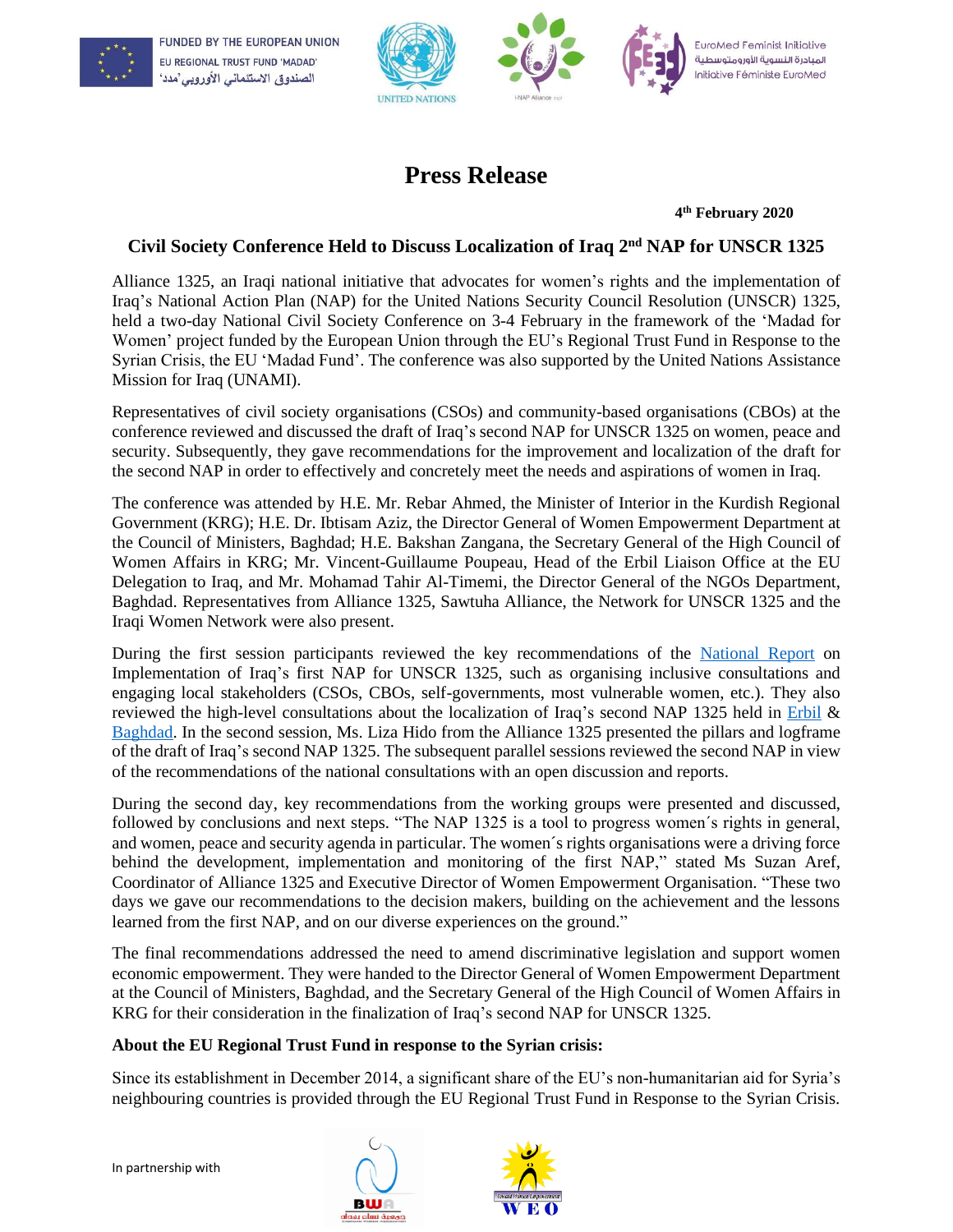FUNDED BY THE EUROPEAN UNION
EU REGIONAL TRUST FUND 'MADAD'
الصندوق الاستئماني الأوروبي 'مدد'

EuroMed Feminist Initiative
المبادرة النسوية الأورومتوسطية
Initiative Féministe EuroMed

# Press Release

**4th February 2020**

## Civil Society Conference Held to Discuss Localization of Iraq 2nd NAP for UNSCR 1325

Alliance 1325, an Iraqi national initiative that advocates for women's rights and the implementation of Iraq's National Action Plan (NAP) for the United Nations Security Council Resolution (UNSCR) 1325, held a two-day National Civil Society Conference on 3-4 February in the framework of the 'Madad for Women' project funded by the European Union through the EU's Regional Trust Fund in Response to the Syrian Crisis, the EU 'Madad Fund'. The conference was also supported by the United Nations Assistance Mission for Iraq (UNAMI).

Representatives of civil society organisations (CSOs) and community-based organisations (CBOs) at the conference reviewed and discussed the draft of Iraq's second NAP for UNSCR 1325 on women, peace and security. Subsequently, they gave recommendations for the improvement and localization of the draft for the second NAP in order to effectively and concretely meet the needs and aspirations of women in Iraq.

The conference was attended by H.E. Mr. Rebar Ahmed, the Minister of Interior in the Kurdish Regional Government (KRG); H.E. Dr. Ibtisam Aziz, the Director General of Women Empowerment Department at the Council of Ministers, Baghdad; H.E. Bakshan Zangana, the Secretary General of the High Council of Women Affairs in KRG; Mr. Vincent-Guillaume Poupeau, Head of the Erbil Liaison Office at the EU Delegation to Iraq, and Mr. Mohamad Tahir Al-Timemi, the Director General of the NGOs Department, Baghdad. Representatives from Alliance 1325, Sawtuha Alliance, the Network for UNSCR 1325 and the Iraqi Women Network were also present.

During the first session participants reviewed the key recommendations of the National Report on Implementation of Iraq's first NAP for UNSCR 1325, such as organising inclusive consultations and engaging local stakeholders (CSOs, CBOs, self-governments, most vulnerable women, etc.). They also reviewed the high-level consultations about the localization of Iraq's second NAP 1325 held in Erbil & Baghdad. In the second session, Ms. Liza Hido from the Alliance 1325 presented the pillars and logframe of the draft of Iraq's second NAP 1325. The subsequent parallel sessions reviewed the second NAP in view of the recommendations of the national consultations with an open discussion and reports.

During the second day, key recommendations from the working groups were presented and discussed, followed by conclusions and next steps. "The NAP 1325 is a tool to progress women´s rights in general, and women, peace and security agenda in particular. The women´s rights organisations were a driving force behind the development, implementation and monitoring of the first NAP," stated Ms Suzan Aref, Coordinator of Alliance 1325 and Executive Director of Women Empowerment Organisation. "These two days we gave our recommendations to the decision makers, building on the achievement and the lessons learned from the first NAP, and on our diverse experiences on the ground."

The final recommendations addressed the need to amend discriminative legislation and support women economic empowerment. They were handed to the Director General of Women Empowerment Department at the Council of Ministers, Baghdad, and the Secretary General of the High Council of Women Affairs in KRG for their consideration in the finalization of Iraq's second NAP for UNSCR 1325.

**About the EU Regional Trust Fund in response to the Syrian crisis:**

Since its establishment in December 2014, a significant share of the EU's non-humanitarian aid for Syria's neighbouring countries is provided through the EU Regional Trust Fund in Response to the Syrian Crisis.

In partnership with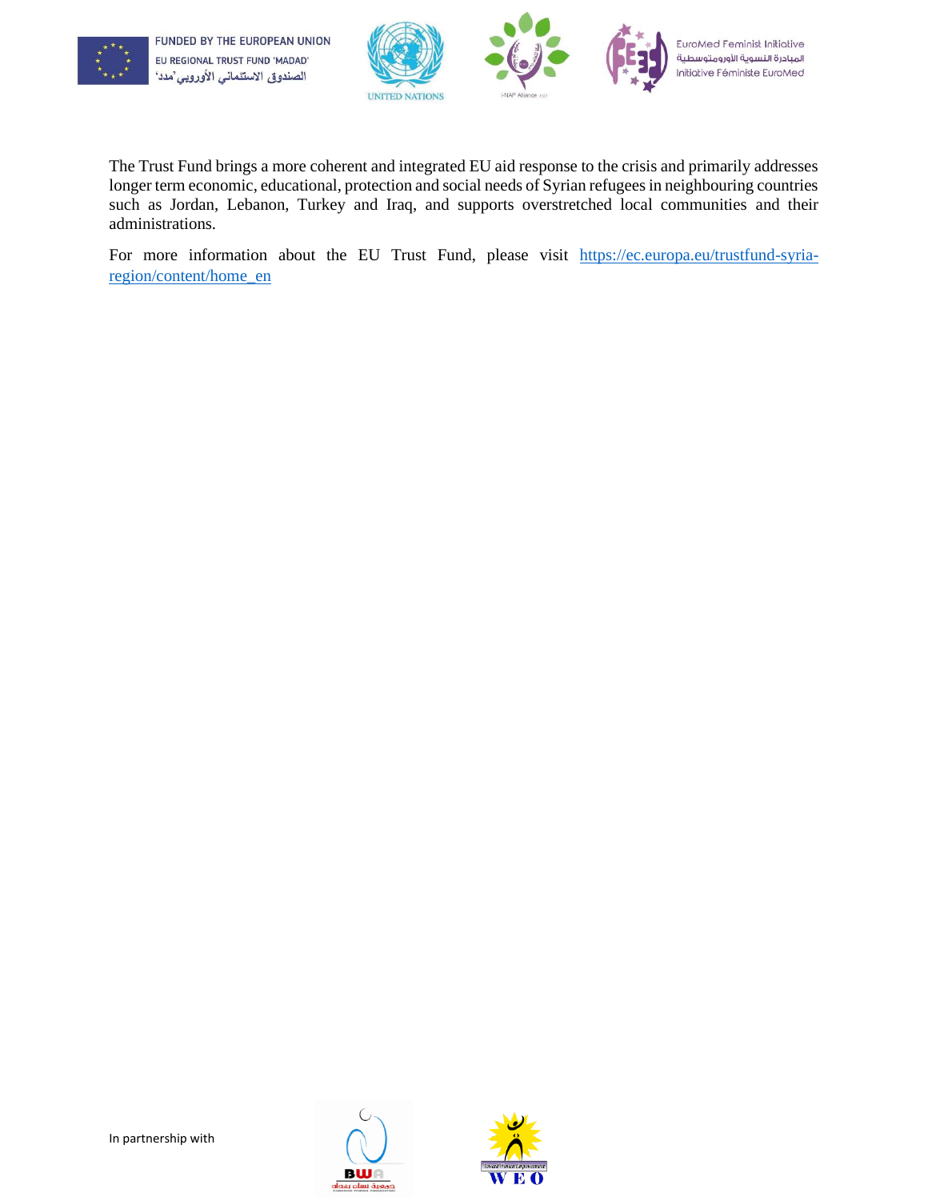The Trust Fund brings a more coherent and integrated EU aid response to the crisis and primarily addresses longer term economic, educational, protection and social needs of Syrian refugees in neighbouring countries such as Jordan, Lebanon, Turkey and Iraq, and supports overstretched local communities and their administrations.

For more information about the EU Trust Fund, please visit [https://ec.europa.eu/trustfund-syria-region/content/home_en](https://ec.europa.eu/trustfund-syria-region/content/home_en)